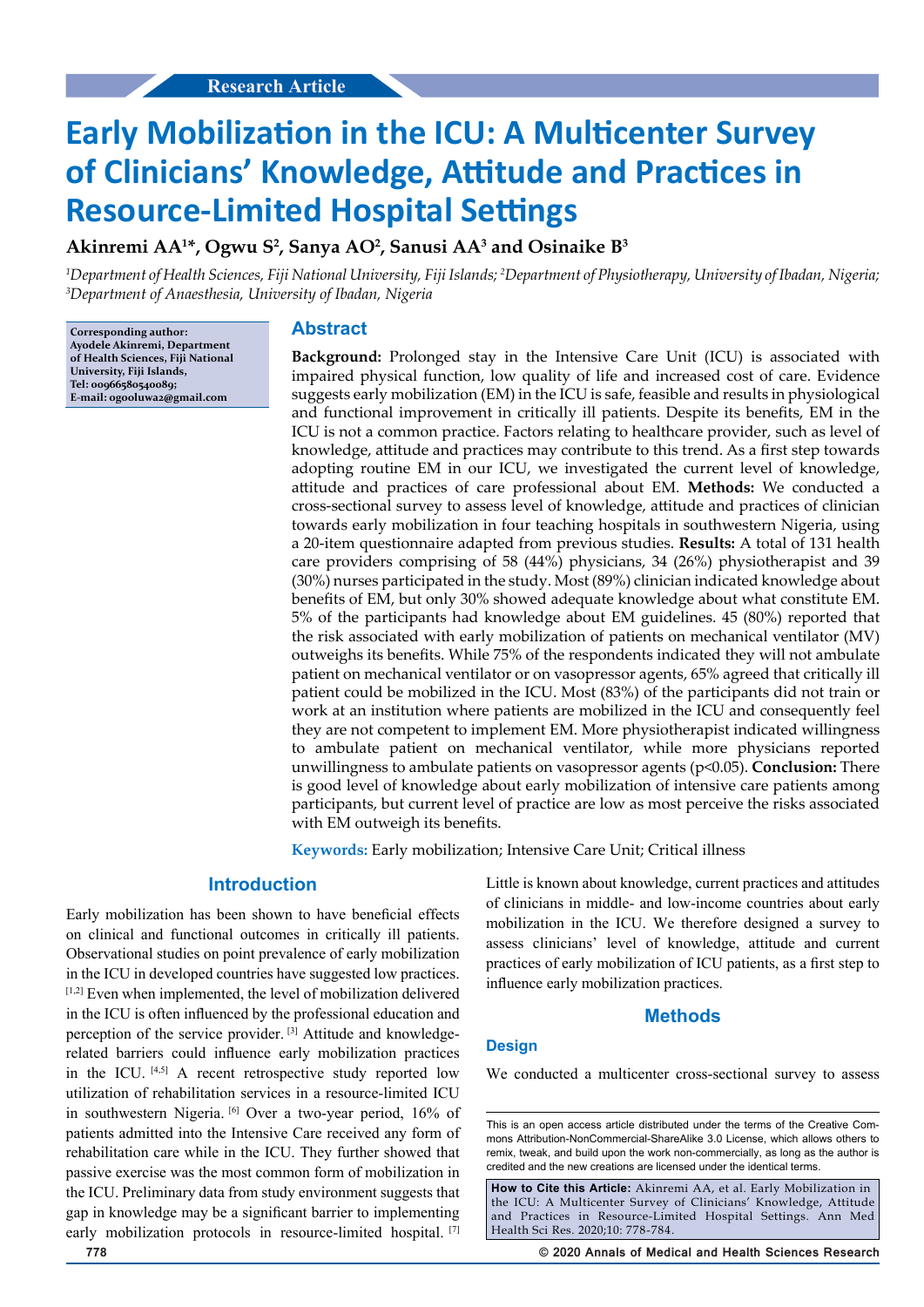Research Article

# Early Mobilization in the ICU: A Multicenter Survey of Clinicians' Knowledge, Attitude and Practices in Resource-Limited Hospital Settings

**Akinremi AA[1]\*, Ogwu S[2], Sanya AO[2], Sanusi AA[3] and Osinaike B[3]**

*[1]Department of Health Sciences, Fiji National University, Fiji Islands; [2]Department of Physiotherapy, University of Ibadan, Nigeria; [3]Department of Anaesthesia, University of Ibadan, Nigeria*

**Corresponding author: Ayodele Akinremi, Department of Health Sciences, Fiji National University, Fiji Islands, Tel: 00966580540089; E-mail: ogooluwa2@gmail.com**

## Abstract

**Background:** Prolonged stay in the Intensive Care Unit (ICU) is associated with impaired physical function, low quality of life and increased cost of care. Evidence suggests early mobilization (EM) in the ICU is safe, feasible and results in physiological and functional improvement in critically ill patients. Despite its benefits, EM in the ICU is not a common practice. Factors relating to healthcare provider, such as level of knowledge, attitude and practices may contribute to this trend. As a first step towards adopting routine EM in our ICU, we investigated the current level of knowledge, attitude and practices of care professional about EM. **Methods:** We conducted a cross-sectional survey to assess level of knowledge, attitude and practices of clinician towards early mobilization in four teaching hospitals in southwestern Nigeria, using a 20-item questionnaire adapted from previous studies. **Results:** A total of 131 health care providers comprising of 58 (44%) physicians, 34 (26%) physiotherapist and 39 (30%) nurses participated in the study. Most (89%) clinician indicated knowledge about benefits of EM, but only 30% showed adequate knowledge about what constitute EM. 5% of the participants had knowledge about EM guidelines. 45 (80%) reported that the risk associated with early mobilization of patients on mechanical ventilator (MV) outweighs its benefits. While 75% of the respondents indicated they will not ambulate patient on mechanical ventilator or on vasopressor agents, 65% agreed that critically ill patient could be mobilized in the ICU. Most (83%) of the participants did not train or work at an institution where patients are mobilized in the ICU and consequently feel they are not competent to implement EM. More physiotherapist indicated willingness to ambulate patient on mechanical ventilator, while more physicians reported unwillingness to ambulate patients on vasopressor agents ($p<0.05$). **Conclusion:** There is good level of knowledge about early mobilization of intensive care patients among participants, but current level of practice are low as most perceive the risks associated with EM outweigh its benefits.

**Keywords:** Early mobilization; Intensive Care Unit; Critical illness

## Introduction

Early mobilization has been shown to have beneficial effects on clinical and functional outcomes in critically ill patients. Observational studies on point prevalence of early mobilization in the ICU in developed countries have suggested low practices. [1,2] Even when implemented, the level of mobilization delivered in the ICU is often influenced by the professional education and perception of the service provider. [3] Attitude and knowledge-related barriers could influence early mobilization practices in the ICU. [4,5] A recent retrospective study reported low utilization of rehabilitation services in a resource-limited ICU in southwestern Nigeria. [6] Over a two-year period, 16% of patients admitted into the Intensive Care received any form of rehabilitation care while in the ICU. They further showed that passive exercise was the most common form of mobilization in the ICU. Preliminary data from study environment suggests that gap in knowledge may be a significant barrier to implementing early mobilization protocols in resource-limited hospital. [7] Little is known about knowledge, current practices and attitudes of clinicians in middle- and low-income countries about early mobilization in the ICU. We therefore designed a survey to assess clinicians' level of knowledge, attitude and current practices of early mobilization of ICU patients, as a first step to influence early mobilization practices.

## Methods

### Design

We conducted a multicenter cross-sectional survey to assess

This is an open access article distributed under the terms of the Creative Commons Attribution-NonCommercial-ShareAlike 3.0 License, which allows others to remix, tweak, and build upon the work non-commercially, as long as the author is credited and the new creations are licensed under the identical terms.

**How to Cite this Article:** Akinremi AA, et al. Early Mobilization in the ICU: A Multicenter Survey of Clinicians' Knowledge, Attitude and Practices in Resource-Limited Hospital Settings. Ann Med Health Sci Res. 2020;10: 778-784.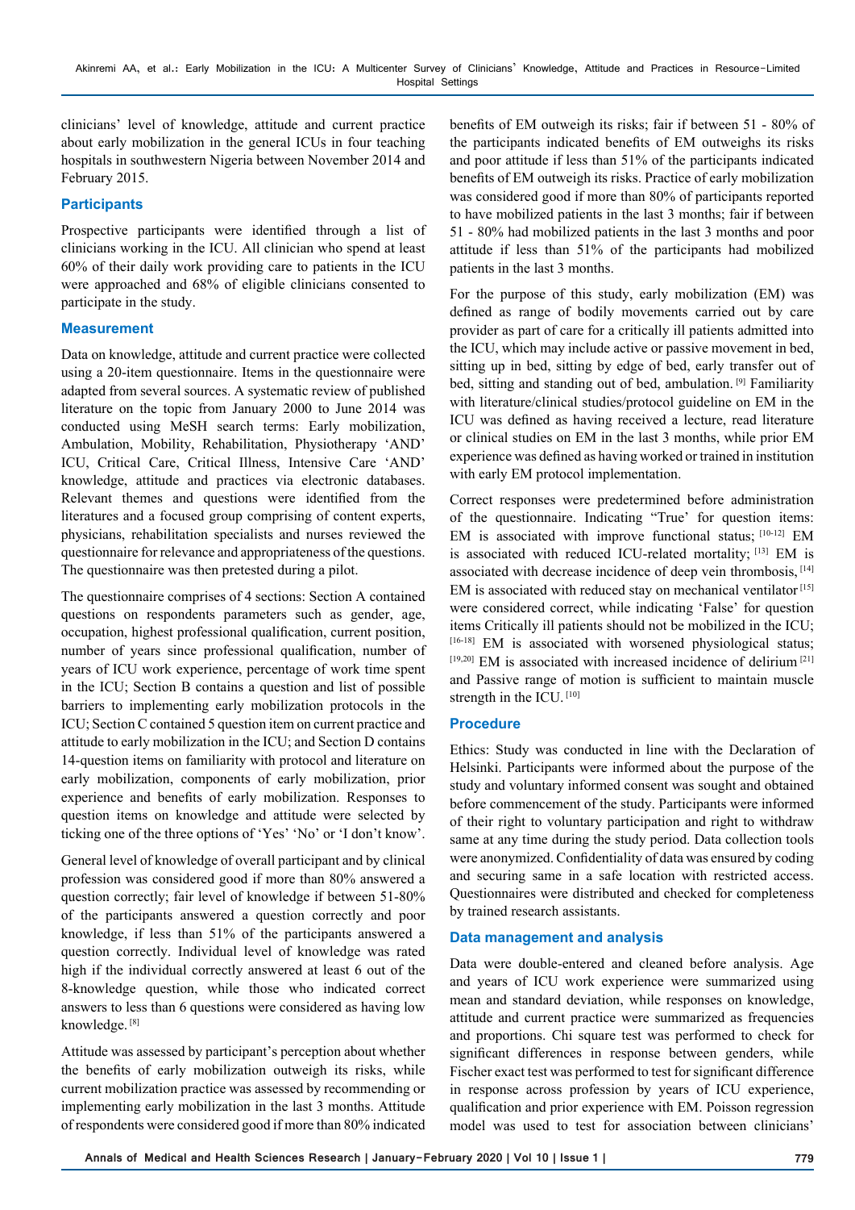clinicians' level of knowledge, attitude and current practice about early mobilization in the general ICUs in four teaching hospitals in southwestern Nigeria between November 2014 and February 2015.

### Participants

Prospective participants were identified through a list of clinicians working in the ICU. All clinician who spend at least 60% of their daily work providing care to patients in the ICU were approached and 68% of eligible clinicians consented to participate in the study.

### Measurement

Data on knowledge, attitude and current practice were collected using a 20-item questionnaire. Items in the questionnaire were adapted from several sources. A systematic review of published literature on the topic from January 2000 to June 2014 was conducted using MeSH search terms: Early mobilization, Ambulation, Mobility, Rehabilitation, Physiotherapy 'AND' ICU, Critical Care, Critical Illness, Intensive Care 'AND' knowledge, attitude and practices via electronic databases. Relevant themes and questions were identified from the literatures and a focused group comprising of content experts, physicians, rehabilitation specialists and nurses reviewed the questionnaire for relevance and appropriateness of the questions. The questionnaire was then pretested during a pilot.

The questionnaire comprises of 4 sections: Section A contained questions on respondents parameters such as gender, age, occupation, highest professional qualification, current position, number of years since professional qualification, number of years of ICU work experience, percentage of work time spent in the ICU; Section B contains a question and list of possible barriers to implementing early mobilization protocols in the ICU; Section C contained 5 question item on current practice and attitude to early mobilization in the ICU; and Section D contains 14-question items on familiarity with protocol and literature on early mobilization, components of early mobilization, prior experience and benefits of early mobilization. Responses to question items on knowledge and attitude were selected by ticking one of the three options of 'Yes' 'No' or 'I don't know'.

General level of knowledge of overall participant and by clinical profession was considered good if more than 80% answered a question correctly; fair level of knowledge if between 51-80% of the participants answered a question correctly and poor knowledge, if less than 51% of the participants answered a question correctly. Individual level of knowledge was rated high if the individual correctly answered at least 6 out of the 8-knowledge question, while those who indicated correct answers to less than 6 questions were considered as having low knowledge.[8]

Attitude was assessed by participant's perception about whether the benefits of early mobilization outweigh its risks, while current mobilization practice was assessed by recommending or implementing early mobilization in the last 3 months. Attitude of respondents were considered good if more than 80% indicated benefits of EM outweigh its risks; fair if between 51 - 80% of the participants indicated benefits of EM outweighs its risks and poor attitude if less than 51% of the participants indicated benefits of EM outweigh its risks. Practice of early mobilization was considered good if more than 80% of participants reported to have mobilized patients in the last 3 months; fair if between 51 - 80% had mobilized patients in the last 3 months and poor attitude if less than 51% of the participants had mobilized patients in the last 3 months.

For the purpose of this study, early mobilization (EM) was defined as range of bodily movements carried out by care provider as part of care for a critically ill patients admitted into the ICU, which may include active or passive movement in bed, sitting up in bed, sitting by edge of bed, early transfer out of bed, sitting and standing out of bed, ambulation.[9] Familiarity with literature/clinical studies/protocol guideline on EM in the ICU was defined as having received a lecture, read literature or clinical studies on EM in the last 3 months, while prior EM experience was defined as having worked or trained in institution with early EM protocol implementation.

Correct responses were predetermined before administration of the questionnaire. Indicating "True" for question items: EM is associated with improve functional status;[10-12] EM is associated with reduced ICU-related mortality;[13] EM is associated with decrease incidence of deep vein thrombosis,[14] EM is associated with reduced stay on mechanical ventilator[15] were considered correct, while indicating 'False' for question items Critically ill patients should not be mobilized in the ICU;[16-18] EM is associated with worsened physiological status;[19,20] EM is associated with increased incidence of delirium[21] and Passive range of motion is sufficient to maintain muscle strength in the ICU.[10]

### Procedure

Ethics: Study was conducted in line with the Declaration of Helsinki. Participants were informed about the purpose of the study and voluntary informed consent was sought and obtained before commencement of the study. Participants were informed of their right to voluntary participation and right to withdraw same at any time during the study period. Data collection tools were anonymized. Confidentiality of data was ensured by coding and securing same in a safe location with restricted access. Questionnaires were distributed and checked for completeness by trained research assistants.

### Data management and analysis

Data were double-entered and cleaned before analysis. Age and years of ICU work experience were summarized using mean and standard deviation, while responses on knowledge, attitude and current practice were summarized as frequencies and proportions. Chi square test was performed to check for significant differences in response between genders, while Fischer exact test was performed to test for significant difference in response across profession by years of ICU experience, qualification and prior experience with EM. Poisson regression model was used to test for association between clinicians'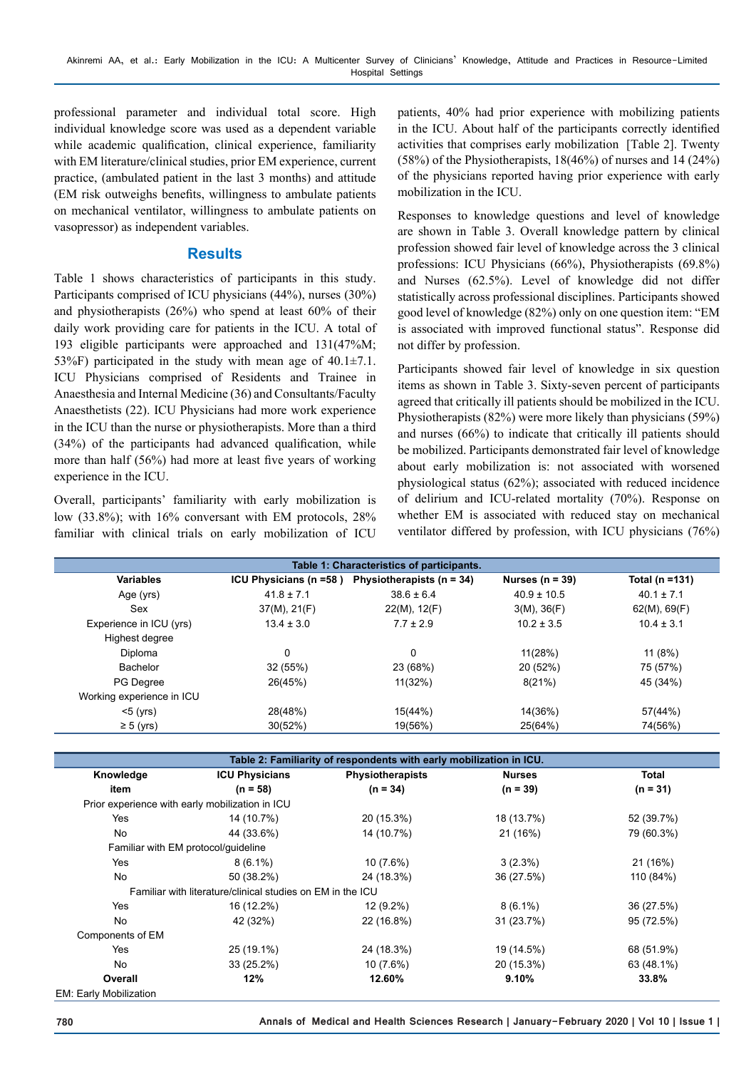professional parameter and individual total score. High individual knowledge score was used as a dependent variable while academic qualification, clinical experience, familiarity with EM literature/clinical studies, prior EM experience, current practice, (ambulated patient in the last 3 months) and attitude (EM risk outweighs benefits, willingness to ambulate patients on mechanical ventilator, willingness to ambulate patients on vasopressor) as independent variables.

## Results

Table 1 shows characteristics of participants in this study. Participants comprised of ICU physicians (44%), nurses (30%) and physiotherapists (26%) who spend at least 60% of their daily work providing care for patients in the ICU. A total of 193 eligible participants were approached and 131(47%M; 53%F) participated in the study with mean age of 40.1±7.1. ICU Physicians comprised of Residents and Trainee in Anaesthesia and Internal Medicine (36) and Consultants/Faculty Anaesthetists (22). ICU Physicians had more work experience in the ICU than the nurse or physiotherapists. More than a third (34%) of the participants had advanced qualification, while more than half (56%) had more at least five years of working experience in the ICU.

Overall, participants' familiarity with early mobilization is low (33.8%); with 16% conversant with EM protocols, 28% familiar with clinical trials on early mobilization of ICU patients, 40% had prior experience with mobilizing patients in the ICU. About half of the participants correctly identified activities that comprises early mobilization [Table 2]. Twenty (58%) of the Physiotherapists, 18(46%) of nurses and 14 (24%) of the physicians reported having prior experience with early mobilization in the ICU.

Responses to knowledge questions and level of knowledge are shown in Table 3. Overall knowledge pattern by clinical profession showed fair level of knowledge across the 3 clinical professions: ICU Physicians (66%), Physiotherapists (69.8%) and Nurses (62.5%). Level of knowledge did not differ statistically across professional disciplines. Participants showed good level of knowledge (82%) only on one question item: "EM is associated with improved functional status". Response did not differ by profession.

Participants showed fair level of knowledge in six question items as shown in Table 3. Sixty-seven percent of participants agreed that critically ill patients should be mobilized in the ICU. Physiotherapists (82%) were more likely than physicians (59%) and nurses (66%) to indicate that critically ill patients should be mobilized. Participants demonstrated fair level of knowledge about early mobilization is: not associated with worsened physiological status (62%); associated with reduced incidence of delirium and ICU-related mortality (70%). Response on whether EM is associated with reduced stay on mechanical ventilator differed by profession, with ICU physicians (76%)

**Table 1: Characteristics of participants.**

| Variables | ICU Physicians (n =58 ) | Physiotherapists (n = 34) | Nurses (n = 39) | Total (n =131) |
|---|---|---|---|---|
| Age (yrs) | 41.8 ± 7.1 | 38.6 ± 6.4 | 40.9 ± 10.5 | 40.1 ± 7.1 |
| Sex | 37(M), 21(F) | 22(M), 12(F) | 3(M), 36(F) | 62(M), 69(F) |
| Experience in ICU (yrs) | 13.4 ± 3.0 | 7.7 ± 2.9 | 10.2 ± 3.5 | 10.4 ± 3.1 |
| Highest degree | | | | |
| Diploma | 0 | 0 | 11(28%) | 11 (8%) |
| Bachelor | 32 (55%) | 23 (68%) | 20 (52%) | 75 (57%) |
| PG Degree | 26(45%) | 11(32%) | 8(21%) | 45 (34%) |
| Working experience in ICU | | | | |
| <5 (yrs) | 28(48%) | 15(44%) | 14(36%) | 57(44%) |
| ≥ 5 (yrs) | 30(52%) | 19(56%) | 25(64%) | 74(56%) |

**Table 2: Familiarity of respondents with early mobilization in ICU.**

| Knowledge item | ICU Physicians (n = 58) | Physiotherapists (n = 34) | Nurses (n = 39) | Total (n = 31) |
|---|---|---|---|---|
| Prior experience with early mobilization in ICU | | | | |
| Yes | 14 (10.7%) | 20 (15.3%) | 18 (13.7%) | 52 (39.7%) |
| No | 44 (33.6%) | 14 (10.7%) | 21 (16%) | 79 (60.3%) |
| Familiar with EM protocol/guideline | | | | |
| Yes | 8 (6.1%) | 10 (7.6%) | 3 (2.3%) | 21 (16%) |
| No | 50 (38.2%) | 24 (18.3%) | 36 (27.5%) | 110 (84%) |
| Familiar with literature/clinical studies on EM in the ICU | | | | |
| Yes | 16 (12.2%) | 12 (9.2%) | 8 (6.1%) | 36 (27.5%) |
| No | 42 (32%) | 22 (16.8%) | 31 (23.7%) | 95 (72.5%) |
| Components of EM | | | | |
| Yes | 25 (19.1%) | 24 (18.3%) | 19 (14.5%) | 68 (51.9%) |
| No | 33 (25.2%) | 10 (7.6%) | 20 (15.3%) | 63 (48.1%) |
| **Overall** | **12%** | **12.60%** | **9.10%** | **33.8%** |

EM: Early Mobilization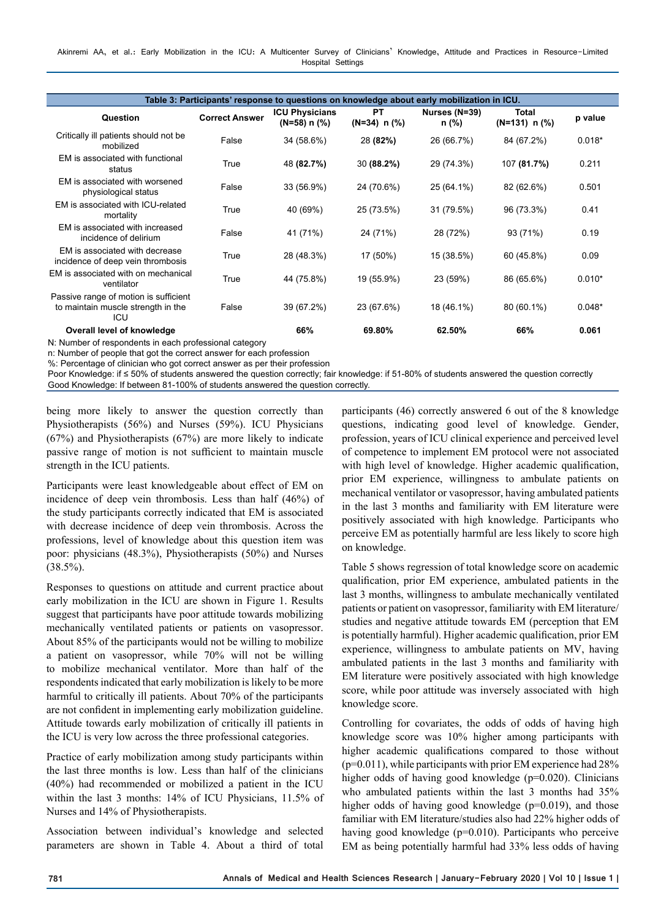**Table 3: Participants' response to questions on knowledge about early mobilization in ICU.**

| Question | Correct Answer | ICU Physicians (N=58) n (%) | PT (N=34) n (%) | Nurses (N=39) n (%) | Total (N=131) n (%) | p value |
|---|---|---|---|---|---|---|
| Critically ill patients should not be mobilized | False | 34 (58.6%) | 28 **(82%)** | 26 (66.7%) | 84 (67.2%) | 0.018* |
| EM is associated with functional status | True | 48 **(82.7%)** | 30 **(88.2%)** | 29 (74.3%) | 107 **(81.7%)** | 0.211 |
| EM is associated with worsened physiological status | False | 33 (56.9%) | 24 (70.6%) | 25 (64.1%) | 82 (62.6%) | 0.501 |
| EM is associated with ICU-related mortality | True | 40 (69%) | 25 (73.5%) | 31 (79.5%) | 96 (73.3%) | 0.41 |
| EM is associated with increased incidence of delirium | False | 41 (71%) | 24 (71%) | 28 (72%) | 93 (71%) | 0.19 |
| EM is associated with decrease incidence of deep vein thrombosis | True | 28 (48.3%) | 17 (50%) | 15 (38.5%) | 60 (45.8%) | 0.09 |
| EM is associated with on mechanical ventilator | True | 44 (75.8%) | 19 (55.9%) | 23 (59%) | 86 (65.6%) | 0.010* |
| Passive range of motion is sufficient to maintain muscle strength in the ICU | False | 39 (67.2%) | 23 (67.6%) | 18 (46.1%) | 80 (60.1%) | 0.048* |
| **Overall level of knowledge** | | **66%** | **69.80%** | **62.50%** | **66%** | **0.061** |

N: Number of respondents in each professional category
n: Number of people that got the correct answer for each profession
%: Percentage of clinician who got correct answer as per their profession
Poor Knowledge: if ≤ 50% of students answered the question correctly; fair knowledge: if 51-80% of students answered the question correctly
Good Knowledge: If between 81-100% of students answered the question correctly.

being more likely to answer the question correctly than Physiotherapists (56%) and Nurses (59%). ICU Physicians (67%) and Physiotherapists (67%) are more likely to indicate passive range of motion is not sufficient to maintain muscle strength in the ICU patients.

Participants were least knowledgeable about effect of EM on incidence of deep vein thrombosis. Less than half (46%) of the study participants correctly indicated that EM is associated with decrease incidence of deep vein thrombosis. Across the professions, level of knowledge about this question item was poor: physicians (48.3%), Physiotherapists (50%) and Nurses (38.5%).

Responses to questions on attitude and current practice about early mobilization in the ICU are shown in Figure 1. Results suggest that participants have poor attitude towards mobilizing mechanically ventilated patients or patients on vasopressor. About 85% of the participants would not be willing to mobilize a patient on vasopressor, while 70% will not be willing to mobilize mechanical ventilator. More than half of the respondents indicated that early mobilization is likely to be more harmful to critically ill patients. About 70% of the participants are not confident in implementing early mobilization guideline. Attitude towards early mobilization of critically ill patients in the ICU is very low across the three professional categories.

Practice of early mobilization among study participants within the last three months is low. Less than half of the clinicians (40%) had recommended or mobilized a patient in the ICU within the last 3 months: 14% of ICU Physicians, 11.5% of Nurses and 14% of Physiotherapists.

Association between individual's knowledge and selected parameters are shown in Table 4. About a third of total participants (46) correctly answered 6 out of the 8 knowledge questions, indicating good level of knowledge. Gender, profession, years of ICU clinical experience and perceived level of competence to implement EM protocol were not associated with high level of knowledge. Higher academic qualification, prior EM experience, willingness to ambulate patients on mechanical ventilator or vasopressor, having ambulated patients in the last 3 months and familiarity with EM literature were positively associated with high knowledge. Participants who perceive EM as potentially harmful are less likely to score high on knowledge.

Table 5 shows regression of total knowledge score on academic qualification, prior EM experience, ambulated patients in the last 3 months, willingness to ambulate mechanically ventilated patients or patient on vasopressor, familiarity with EM literature/studies and negative attitude towards EM (perception that EM is potentially harmful). Higher academic qualification, prior EM experience, willingness to ambulate patients on MV, having ambulated patients in the last 3 months and familiarity with EM literature were positively associated with high knowledge score, while poor attitude was inversely associated with high knowledge score.

Controlling for covariates, the odds of odds of having high knowledge score was 10% higher among participants with higher academic qualifications compared to those without ($p=0.011$), while participants with prior EM experience had 28% higher odds of having good knowledge ($p=0.020$). Clinicians who ambulated patients within the last 3 months had 35% higher odds of having good knowledge ($p=0.019$), and those familiar with EM literature/studies also had 22% higher odds of having good knowledge ($p=0.010$). Participants who perceive EM as being potentially harmful had 33% less odds of having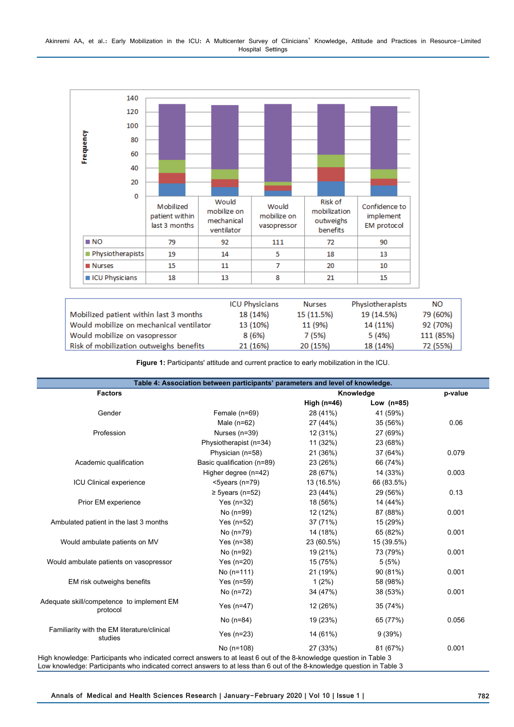| | Mobilized patient within last 3 months | Would mobilize on mechanical ventilator | Would mobilize on vasopressor | Risk of mobilization outweighs benefits | Confidence to implement EM protocol |
|---|---|---|---|---|---|
| NO | 79 | 92 | 111 | 72 | 90 |
| Physiotherapists | 19 | 14 | 5 | 18 | 13 |
| Nurses | 15 | 11 | 7 | 20 | 10 |
| ICU Physicians | 18 | 13 | 8 | 21 | 15 |

| | ICU Physicians | Nurses | Physiotherapists | NO |
|---|---|---|---|---|
| Mobilized patient within last 3 months | 18 (14%) | 15 (11.5%) | 19 (14.5%) | 79 (60%) |
| Would mobilize on mechanical ventilator | 13 (10%) | 11 (9%) | 14 (11%) | 92 (70%) |
| Would mobilize on vasopressor | 8 (6%) | 7 (5%) | 5 (4%) | 111 (85%) |
| Risk of mobilization outweighs benefits | 21 (16%) | 20 (15%) | 18 (14%) | 72 (55%) |

**Figure 1:** Participants' attitude and current practice to early mobilization in the ICU.

**Table 4: Association between participants' parameters and level of knowledge.**

| Factors | | Knowledge | | p-value |
|---|---|---|---|---|
| | | High (n=46) | Low (n=85) | |
| Gender | Female (n=69) | 28 (41%) | 41 (59%) | |
| | Male (n=62) | 27 (44%) | 35 (56%) | 0.06 |
| Profession | Nurses (n=39) | 12 (31%) | 27 (69%) | |
| | Physiotherapist (n=34) | 11 (32%) | 23 (68%) | |
| | Physician (n=58) | 21 (36%) | 37 (64%) | 0.079 |
| Academic qualification | Basic qualification (n=89) | 23 (26%) | 66 (74%) | |
| | Higher degree (n=42) | 28 (67%) | 14 (33%) | 0.003 |
| ICU Clinical experience | <5years (n=79) | 13 (16.5%) | 66 (83.5%) | |
| | ≥ 5years (n=52) | 23 (44%) | 29 (56%) | 0.13 |
| Prior EM experience | Yes (n=32) | 18 (56%) | 14 (44%) | |
| | No (n=99) | 12 (12%) | 87 (88%) | 0.001 |
| Ambulated patient in the last 3 months | Yes (n=52) | 37 (71%) | 15 (29%) | |
| | No (n=79) | 14 (18%) | 65 (82%) | 0.001 |
| Would ambulate patients on MV | Yes (n=38) | 23 (60.5%) | 15 (39.5%) | |
| | No (n=92) | 19 (21%) | 73 (79%) | 0.001 |
| Would ambulate patients on vasopressor | Yes (n=20) | 15 (75%) | 5 (5%) | |
| | No (n=111) | 21 (19%) | 90 (81%) | 0.001 |
| EM risk outweighs benefits | Yes (n=59) | 1 (2%) | 58 (98%) | |
| | No (n=72) | 34 (47%) | 38 (53%) | 0.001 |
| Adequate skill/competence to implement EM protocol | Yes (n=47) | 12 (26%) | 35 (74%) | |
| | No (n=84) | 19 (23%) | 65 (77%) | 0.056 |
| Familiarity with the EM literature/clinical studies | Yes (n=23) | 14 (61%) | 9 (39%) | |
| | No (n=108) | 27 (33%) | 81 (67%) | 0.001 |

High knowledge: Participants who indicated correct answers to at least 6 out of the 8-knowledge question in Table 3
Low knowledge: Participants who indicated correct answers to at less than 6 out of the 8-knowledge question in Table 3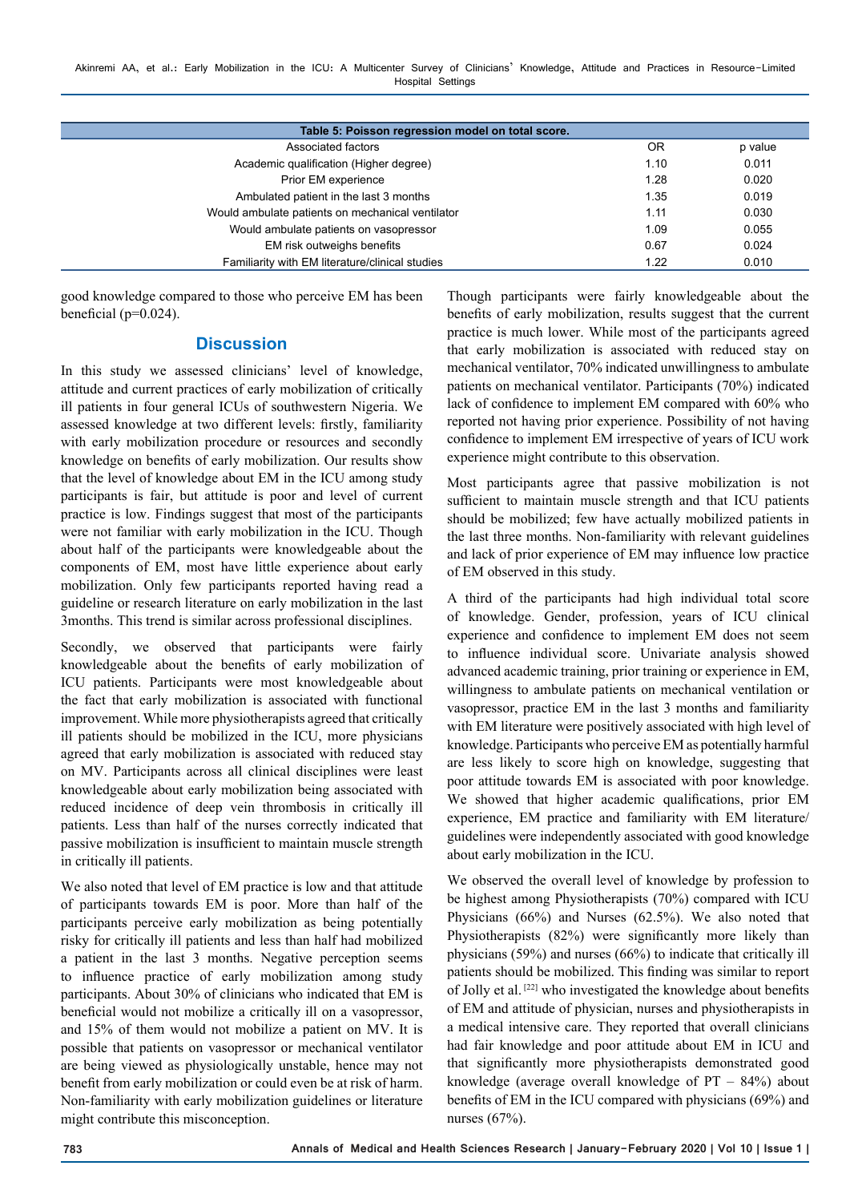**Table 5: Poisson regression model on total score.**

| Associated factors | OR | p value |
|---|---|---|
| Academic qualification (Higher degree) | 1.10 | 0.011 |
| Prior EM experience | 1.28 | 0.020 |
| Ambulated patient in the last 3 months | 1.35 | 0.019 |
| Would ambulate patients on mechanical ventilator | 1.11 | 0.030 |
| Would ambulate patients on vasopressor | 1.09 | 0.055 |
| EM risk outweighs benefits | 0.67 | 0.024 |
| Familiarity with EM literature/clinical studies | 1.22 | 0.010 |

good knowledge compared to those who perceive EM has been beneficial (p=0.024).

## Discussion

In this study we assessed clinicians' level of knowledge, attitude and current practices of early mobilization of critically ill patients in four general ICUs of southwestern Nigeria. We assessed knowledge at two different levels: firstly, familiarity with early mobilization procedure or resources and secondly knowledge on benefits of early mobilization. Our results show that the level of knowledge about EM in the ICU among study participants is fair, but attitude is poor and level of current practice is low. Findings suggest that most of the participants were not familiar with early mobilization in the ICU. Though about half of the participants were knowledgeable about the components of EM, most have little experience about early mobilization. Only few participants reported having read a guideline or research literature on early mobilization in the last 3months. This trend is similar across professional disciplines.

Secondly, we observed that participants were fairly knowledgeable about the benefits of early mobilization of ICU patients. Participants were most knowledgeable about the fact that early mobilization is associated with functional improvement. While more physiotherapists agreed that critically ill patients should be mobilized in the ICU, more physicians agreed that early mobilization is associated with reduced stay on MV. Participants across all clinical disciplines were least knowledgeable about early mobilization being associated with reduced incidence of deep vein thrombosis in critically ill patients. Less than half of the nurses correctly indicated that passive mobilization is insufficient to maintain muscle strength in critically ill patients.

We also noted that level of EM practice is low and that attitude of participants towards EM is poor. More than half of the participants perceive early mobilization as being potentially risky for critically ill patients and less than half had mobilized a patient in the last 3 months. Negative perception seems to influence practice of early mobilization among study participants. About 30% of clinicians who indicated that EM is beneficial would not mobilize a critically ill on a vasopressor, and 15% of them would not mobilize a patient on MV. It is possible that patients on vasopressor or mechanical ventilator are being viewed as physiologically unstable, hence may not benefit from early mobilization or could even be at risk of harm. Non-familiarity with early mobilization guidelines or literature might contribute this misconception.

Though participants were fairly knowledgeable about the benefits of early mobilization, results suggest that the current practice is much lower. While most of the participants agreed that early mobilization is associated with reduced stay on mechanical ventilator, 70% indicated unwillingness to ambulate patients on mechanical ventilator. Participants (70%) indicated lack of confidence to implement EM compared with 60% who reported not having prior experience. Possibility of not having confidence to implement EM irrespective of years of ICU work experience might contribute to this observation.

Most participants agree that passive mobilization is not sufficient to maintain muscle strength and that ICU patients should be mobilized; few have actually mobilized patients in the last three months. Non-familiarity with relevant guidelines and lack of prior experience of EM may influence low practice of EM observed in this study.

A third of the participants had high individual total score of knowledge. Gender, profession, years of ICU clinical experience and confidence to implement EM does not seem to influence individual score. Univariate analysis showed advanced academic training, prior training or experience in EM, willingness to ambulate patients on mechanical ventilation or vasopressor, practice EM in the last 3 months and familiarity with EM literature were positively associated with high level of knowledge. Participants who perceive EM as potentially harmful are less likely to score high on knowledge, suggesting that poor attitude towards EM is associated with poor knowledge. We showed that higher academic qualifications, prior EM experience, EM practice and familiarity with EM literature/guidelines were independently associated with good knowledge about early mobilization in the ICU.

We observed the overall level of knowledge by profession to be highest among Physiotherapists (70%) compared with ICU Physicians (66%) and Nurses (62.5%). We also noted that Physiotherapists (82%) were significantly more likely than physicians (59%) and nurses (66%) to indicate that critically ill patients should be mobilized. This finding was similar to report of Jolly et al. [22] who investigated the knowledge about benefits of EM and attitude of physician, nurses and physiotherapists in a medical intensive care. They reported that overall clinicians had fair knowledge and poor attitude about EM in ICU and that significantly more physiotherapists demonstrated good knowledge (average overall knowledge of PT – 84%) about benefits of EM in the ICU compared with physicians (69%) and nurses (67%).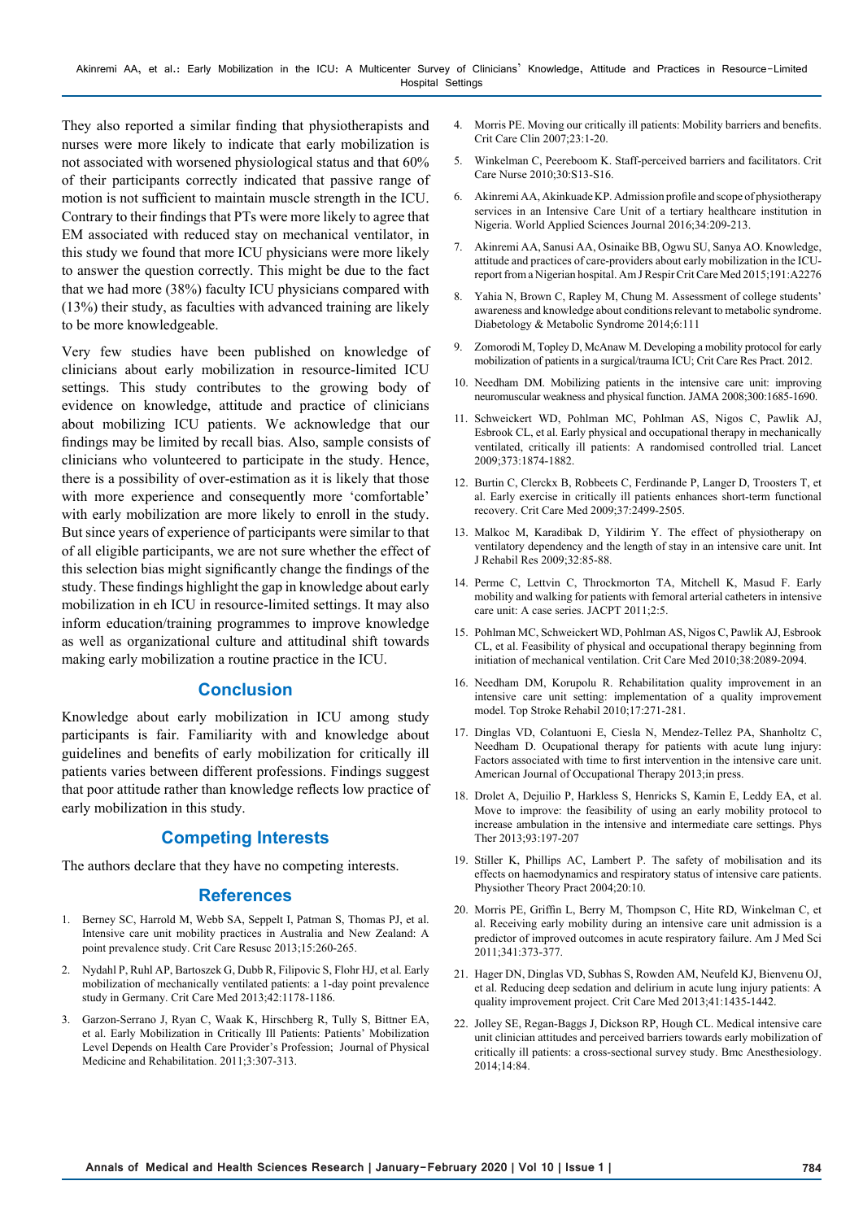They also reported a similar finding that physiotherapists and nurses were more likely to indicate that early mobilization is not associated with worsened physiological status and that 60% of their participants correctly indicated that passive range of motion is not sufficient to maintain muscle strength in the ICU. Contrary to their findings that PTs were more likely to agree that EM associated with reduced stay on mechanical ventilator, in this study we found that more ICU physicians were more likely to answer the question correctly. This might be due to the fact that we had more (38%) faculty ICU physicians compared with (13%) their study, as faculties with advanced training are likely to be more knowledgeable.

Very few studies have been published on knowledge of clinicians about early mobilization in resource-limited ICU settings. This study contributes to the growing body of evidence on knowledge, attitude and practice of clinicians about mobilizing ICU patients. We acknowledge that our findings may be limited by recall bias. Also, sample consists of clinicians who volunteered to participate in the study. Hence, there is a possibility of over-estimation as it is likely that those with more experience and consequently more 'comfortable' with early mobilization are more likely to enroll in the study. But since years of experience of participants were similar to that of all eligible participants, we are not sure whether the effect of this selection bias might significantly change the findings of the study. These findings highlight the gap in knowledge about early mobilization in eh ICU in resource-limited settings. It may also inform education/training programmes to improve knowledge as well as organizational culture and attitudinal shift towards making early mobilization a routine practice in the ICU.

## Conclusion

Knowledge about early mobilization in ICU among study participants is fair. Familiarity with and knowledge about guidelines and benefits of early mobilization for critically ill patients varies between different professions. Findings suggest that poor attitude rather than knowledge reflects low practice of early mobilization in this study.

## Competing Interests

The authors declare that they have no competing interests.

## References

1. Berney SC, Harrold M, Webb SA, Seppelt I, Patman S, Thomas PJ, et al. Intensive care unit mobility practices in Australia and New Zealand: A point prevalence study. Crit Care Resusc 2013;15:260-265.
2. Nydahl P, Ruhl AP, Bartoszek G, Dubb R, Filipovic S, Flohr HJ, et al. Early mobilization of mechanically ventilated patients: a 1-day point prevalence study in Germany. Crit Care Med 2013;42:1178-1186.
3. Garzon-Serrano J, Ryan C, Waak K, Hirschberg R, Tully S, Bittner EA, et al. Early Mobilization in Critically Ill Patients: Patients' Mobilization Level Depends on Health Care Provider's Profession; Journal of Physical Medicine and Rehabilitation. 2011;3:307-313.
4. Morris PE. Moving our critically ill patients: Mobility barriers and benefits. Crit Care Clin 2007;23:1-20.
5. Winkelman C, Peereboom K. Staff-perceived barriers and facilitators. Crit Care Nurse 2010;30:S13-S16.
6. Akinremi AA, Akinkuade KP. Admission profile and scope of physiotherapy services in an Intensive Care Unit of a tertiary healthcare institution in Nigeria. World Applied Sciences Journal 2016;34:209-213.
7. Akinremi AA, Sanusi AA, Osinaike BB, Ogwu SU, Sanya AO. Knowledge, attitude and practices of care-providers about early mobilization in the ICU-report from a Nigerian hospital. Am J Respir Crit Care Med 2015;191:A2276
8. Yahia N, Brown C, Rapley M, Chung M. Assessment of college students' awareness and knowledge about conditions relevant to metabolic syndrome. Diabetology & Metabolic Syndrome 2014;6:111
9. Zomorodi M, Topley D, McAnaw M. Developing a mobility protocol for early mobilization of patients in a surgical/trauma ICU; Crit Care Res Pract. 2012.
10. Needham DM. Mobilizing patients in the intensive care unit: improving neuromuscular weakness and physical function. JAMA 2008;300:1685-1690.
11. Schweickert WD, Pohlman MC, Pohlman AS, Nigos C, Pawlik AJ, Esbrook CL, et al. Early physical and occupational therapy in mechanically ventilated, critically ill patients: A randomised controlled trial. Lancet 2009;373:1874-1882.
12. Burtin C, Clerckx B, Robbeets C, Ferdinande P, Langer D, Troosters T, et al. Early exercise in critically ill patients enhances short-term functional recovery. Crit Care Med 2009;37:2499-2505.
13. Malkoc M, Karadibak D, Yildirim Y. The effect of physiotherapy on ventilatory dependency and the length of stay in an intensive care unit. Int J Rehabil Res 2009;32:85-88.
14. Perme C, Lettvin C, Throckmorton TA, Mitchell K, Masud F. Early mobility and walking for patients with femoral arterial catheters in intensive care unit: A case series. JACPT 2011;2:5.
15. Pohlman MC, Schweickert WD, Pohlman AS, Nigos C, Pawlik AJ, Esbrook CL, et al. Feasibility of physical and occupational therapy beginning from initiation of mechanical ventilation. Crit Care Med 2010;38:2089-2094.
16. Needham DM, Korupolu R. Rehabilitation quality improvement in an intensive care unit setting: implementation of a quality improvement model. Top Stroke Rehabil 2010;17:271-281.
17. Dinglas VD, Colantuoni E, Ciesla N, Mendez-Tellez PA, Shanholtz C, Needham D. Ocupational therapy for patients with acute lung injury: Factors associated with time to first intervention in the intensive care unit. American Journal of Occupational Therapy 2013;in press.
18. Drolet A, Dejuilio P, Harkless S, Henricks S, Kamin E, Leddy EA, et al. Move to improve: the feasibility of using an early mobility protocol to increase ambulation in the intensive and intermediate care settings. Phys Ther 2013;93:197-207
19. Stiller K, Phillips AC, Lambert P. The safety of mobilisation and its effects on haemodynamics and respiratory status of intensive care patients. Physiother Theory Pract 2004;20:10.
20. Morris PE, Griffin L, Berry M, Thompson C, Hite RD, Winkelman C, et al. Receiving early mobility during an intensive care unit admission is a predictor of improved outcomes in acute respiratory failure. Am J Med Sci 2011;341:373-377.
21. Hager DN, Dinglas VD, Subhas S, Rowden AM, Neufeld KJ, Bienvenu OJ, et al. Reducing deep sedation and delirium in acute lung injury patients: A quality improvement project. Crit Care Med 2013;41:1435-1442.
22. Jolley SE, Regan-Baggs J, Dickson RP, Hough CL. Medical intensive care unit clinician attitudes and perceived barriers towards early mobilization of critically ill patients: a cross-sectional survey study. Bmc Anesthesiology. 2014;14:84.